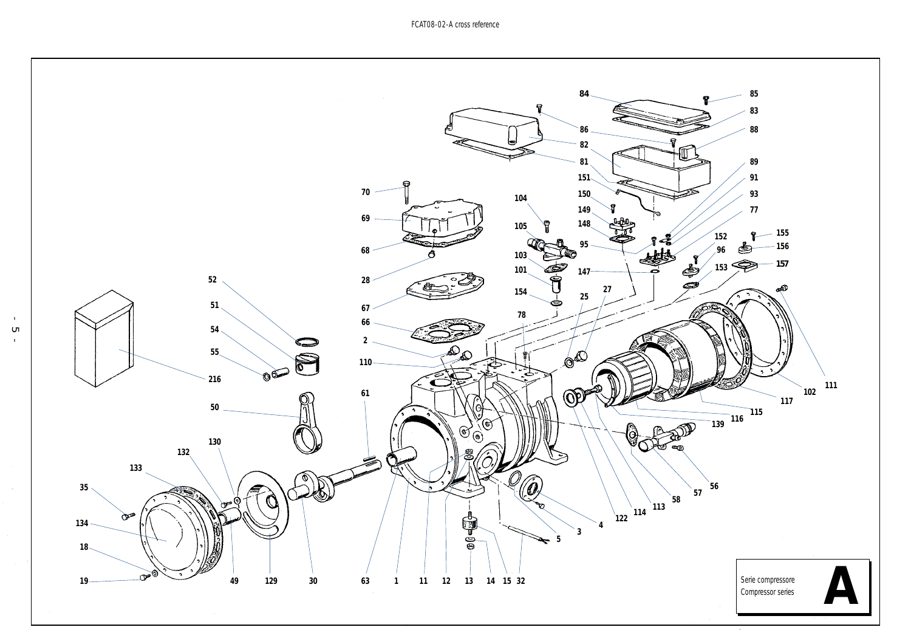FCAT08-02-A cross reference

Serie compressore
Compressor series

**A**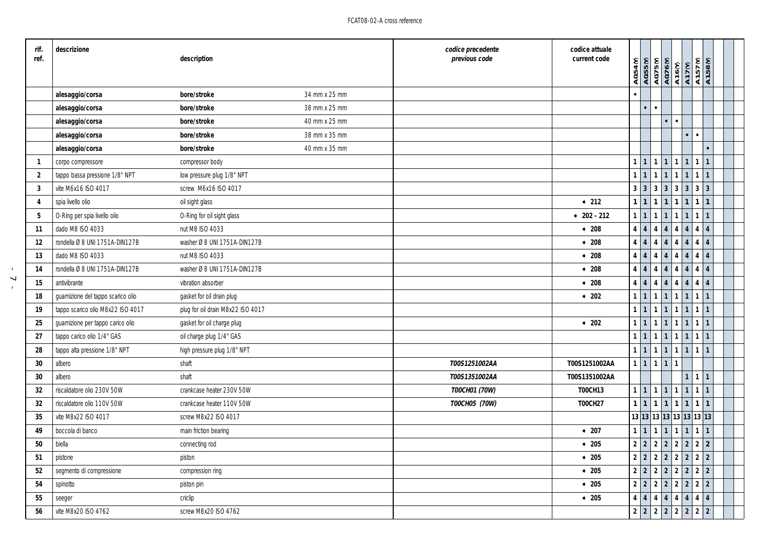| rif. ref. | descrizione | description | | codice precedente previous code | codice attuale current code | A054(Y) | A055(Y) | A075(Y) | A076(Y) | A16(Y) | A17(Y) | A157(Y) | A158(Y) | | | |
|---|---|---|---|---|---|---|---|---|---|---|---|---|---|---|---|---|
| | **alesaggio/corsa** | **bore/stroke** | 34 mm x 25 mm | | | • | | | | | | | | | | |
| | **alesaggio/corsa** | **bore/stroke** | 38 mm x 25 mm | | | | • | • | | | | | | | | |
| | **alesaggio/corsa** | **bore/stroke** | 40 mm x 25 mm | | | | | | • | • | | | | | | |
| | **alesaggio/corsa** | **bore/stroke** | 38 mm x 35 mm | | | | | | | | • | • | | | | |
| | **alesaggio/corsa** | **bore/stroke** | 40 mm x 35 mm | | | | | | | | | | • | | | |
| **1** | corpo compressore | compressor body | | | | 1 | 1 | 1 | 1 | 1 | 1 | 1 | 1 | | | |
| **2** | tappo bassa pressione 1/8" NPT | low pressure plug 1/8" NPT | | | | 1 | 1 | 1 | 1 | 1 | 1 | 1 | 1 | | | |
| **3** | vite M6x16 ISO 4017 | screw M6x16 ISO 4017 | | | | 3 | 3 | 3 | 3 | 3 | 3 | 3 | 3 | | | |
| **4** | spia livello olio | oil sight glass | | | * 212 | 1 | 1 | 1 | 1 | 1 | 1 | 1 | 1 | | | |
| **5** | O-Ring per spia livello olio | O-Ring for oil sight glass | | | * 202 - 212 | 1 | 1 | 1 | 1 | 1 | 1 | 1 | 1 | | | |
| **11** | dado M8 ISO 4033 | nut M8 ISO 4033 | | | * 208 | 4 | 4 | 4 | 4 | 4 | 4 | 4 | 4 | | | |
| **12** | rondella Ø 8 UNI 1751A-DIN127B | washer Ø 8 UNI 1751A-DIN127B | | | * 208 | 4 | 4 | 4 | 4 | 4 | 4 | 4 | 4 | | | |
| **13** | dado M8 ISO 4033 | nut M8 ISO 4033 | | | * 208 | 4 | 4 | 4 | 4 | 4 | 4 | 4 | 4 | | | |
| **14** | rondella Ø 8 UNI 1751A-DIN127B | washer Ø 8 UNI 1751A-DIN127B | | | * 208 | 4 | 4 | 4 | 4 | 4 | 4 | 4 | 4 | | | |
| **15** | antivibrante | vibration absorber | | | * 208 | 4 | 4 | 4 | 4 | 4 | 4 | 4 | 4 | | | |
| **18** | guarnizione del tappo scarico olio | gasket for oil drain plug | | | * 202 | 1 | 1 | 1 | 1 | 1 | 1 | 1 | 1 | | | |
| **19** | tappo scarico olio M8x22 ISO 4017 | plug for oil drain M8x22 ISO 4017 | | | | 1 | 1 | 1 | 1 | 1 | 1 | 1 | 1 | | | |
| **25** | guarnizione per tappo carico olio | gasket for oil charge plug | | | * 202 | 1 | 1 | 1 | 1 | 1 | 1 | 1 | 1 | | | |
| **27** | tappo carico olio 1/4" GAS | oil charge plug 1/4" GAS | | | | 1 | 1 | 1 | 1 | 1 | 1 | 1 | 1 | | | |
| **28** | tappo alta pressione 1/8" NPT | high pressure plug 1/8" NPT | | | | 1 | 1 | 1 | 1 | 1 | 1 | 1 | 1 | | | |
| **30** | albero | shaft | | *T00S1251002AA* | **T00S1251002AA** | 1 | 1 | 1 | 1 | 1 | | | | | | |
| **30** | albero | shaft | | *T00S1351002AA* | **T00S1351002AA** | | | | | | 1 | 1 | 1 | | | |
| **32** | riscaldatore olio 230V 50W | crankcase heater 230V 50W | | *T00CH01 (70W)* | **T00CH13** | 1 | 1 | 1 | 1 | 1 | 1 | 1 | 1 | | | |
| **32** | riscaldatore olio 110V 50W | crankcase heater 110V 50W | | *T00CH05 (70W)* | **T00CH27** | 1 | 1 | 1 | 1 | 1 | 1 | 1 | 1 | | | |
| **35** | vite M8x22 ISO 4017 | screw M8x22 ISO 4017 | | | | 13 | 13 | 13 | 13 | 13 | 13 | 13 | 13 | | | |
| **49** | boccola di banco | main friction bearing | | | * 207 | 1 | 1 | 1 | 1 | 1 | 1 | 1 | 1 | | | |
| **50** | biella | connecting rod | | | * 205 | 2 | 2 | 2 | 2 | 2 | 2 | 2 | 2 | | | |
| **51** | pistone | piston | | | * 205 | 2 | 2 | 2 | 2 | 2 | 2 | 2 | 2 | | | |
| **52** | segmento di compressione | compression ring | | | * 205 | 2 | 2 | 2 | 2 | 2 | 2 | 2 | 2 | | | |
| **54** | spinotto | piston pin | | | * 205 | 2 | 2 | 2 | 2 | 2 | 2 | 2 | 2 | | | |
| **55** | seeger | criclip | | | * 205 | 4 | 4 | 4 | 4 | 4 | 4 | 4 | 4 | | | |
| **56** | vite M8x20 ISO 4762 | screw M8x20 ISO 4762 | | | | 2 | 2 | 2 | 2 | 2 | 2 | 2 | 2 | | | |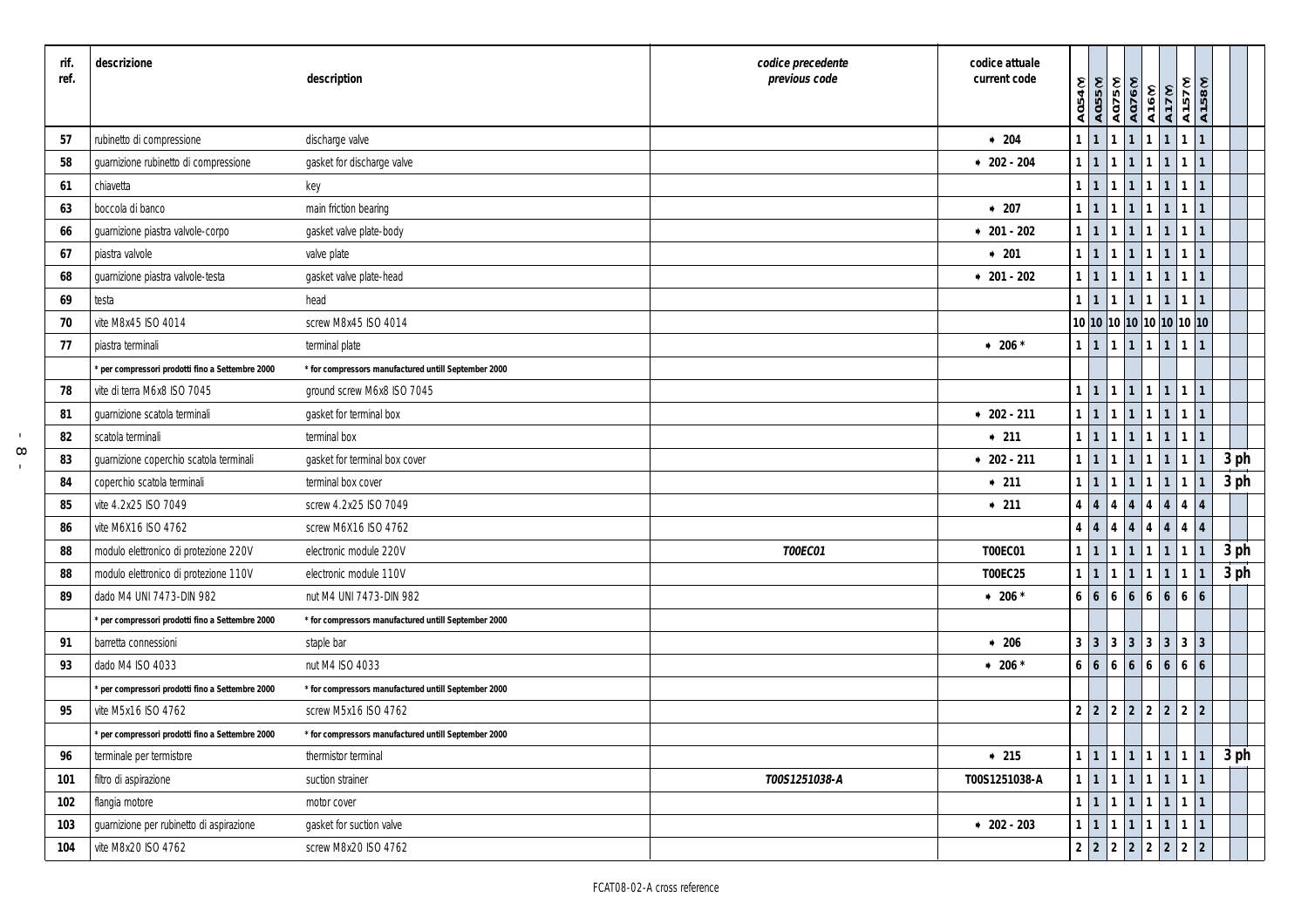| rif. ref. | descrizione | description | codice precedente previous code | codice attuale current code | A054(Y) | A055(Y) | A075(Y) | A076(Y) | A16(Y) | A17(Y) | A157(Y) | A158(Y) | |
|---|---|---|---|---|---|---|---|---|---|---|---|---|---|
| 57 | rubinetto di compressione | discharge valve | | * 204 | 1 | 1 | 1 | 1 | 1 | 1 | 1 | 1 | |
| 58 | guarnizione rubinetto di compressione | gasket for discharge valve | | * 202 - 204 | 1 | 1 | 1 | 1 | 1 | 1 | 1 | 1 | |
| 61 | chiavetta | key | | | 1 | 1 | 1 | 1 | 1 | 1 | 1 | 1 | |
| 63 | boccola di banco | main friction bearing | | * 207 | 1 | 1 | 1 | 1 | 1 | 1 | 1 | 1 | |
| 66 | guarnizione piastra valvole-corpo | gasket valve plate-body | | * 201 - 202 | 1 | 1 | 1 | 1 | 1 | 1 | 1 | 1 | |
| 67 | piastra valvole | valve plate | | * 201 | 1 | 1 | 1 | 1 | 1 | 1 | 1 | 1 | |
| 68 | guarnizione piastra valvole-testa | gasket valve plate-head | | * 201 - 202 | 1 | 1 | 1 | 1 | 1 | 1 | 1 | 1 | |
| 69 | testa | head | | | 1 | 1 | 1 | 1 | 1 | 1 | 1 | 1 | |
| 70 | vite M8x45 ISO 4014 | screw M8x45 ISO 4014 | | | 10 | 10 | 10 | 10 | 10 | 10 | 10 | 10 | |
| 77 | piastra terminali | terminal plate | | * 206 * | 1 | 1 | 1 | 1 | 1 | 1 | 1 | 1 | |
| | * per compressori prodotti fino a Settembre 2000 | * for compressors manufactured untill September 2000 | | | | | | | | | | | |
| 78 | vite di terra M6x8 ISO 7045 | ground screw M6x8 ISO 7045 | | | 1 | 1 | 1 | 1 | 1 | 1 | 1 | 1 | |
| 81 | guarnizione scatola terminali | gasket for terminal box | | * 202 - 211 | 1 | 1 | 1 | 1 | 1 | 1 | 1 | 1 | |
| 82 | scatola terminali | terminal box | | * 211 | 1 | 1 | 1 | 1 | 1 | 1 | 1 | 1 | |
| 83 | guarnizione coperchio scatola terminali | gasket for terminal box cover | | * 202 - 211 | 1 | 1 | 1 | 1 | 1 | 1 | 1 | 1 | 3 ph |
| 84 | coperchio scatola terminali | terminal box cover | | * 211 | 1 | 1 | 1 | 1 | 1 | 1 | 1 | 1 | 3 ph |
| 85 | vite 4.2x25 ISO 7049 | screw 4.2x25 ISO 7049 | | * 211 | 4 | 4 | 4 | 4 | 4 | 4 | 4 | 4 | |
| 86 | vite M6X16 ISO 4762 | screw M6X16 ISO 4762 | | | 4 | 4 | 4 | 4 | 4 | 4 | 4 | 4 | |
| 88 | modulo elettronico di protezione 220V | electronic module 220V | *T00EC01* | T00EC01 | 1 | 1 | 1 | 1 | 1 | 1 | 1 | 1 | 3 ph |
| 88 | modulo elettronico di protezione 110V | electronic module 110V | | T00EC25 | 1 | 1 | 1 | 1 | 1 | 1 | 1 | 1 | 3 ph |
| 89 | dado M4 UNI 7473-DIN 982 | nut M4 UNI 7473-DIN 982 | | * 206 * | 6 | 6 | 6 | 6 | 6 | 6 | 6 | 6 | |
| | * per compressori prodotti fino a Settembre 2000 | * for compressors manufactured untill September 2000 | | | | | | | | | | | |
| 91 | barretta connessioni | staple bar | | * 206 | 3 | 3 | 3 | 3 | 3 | 3 | 3 | 3 | |
| 93 | dado M4 ISO 4033 | nut M4 ISO 4033 | | * 206 * | 6 | 6 | 6 | 6 | 6 | 6 | 6 | 6 | |
| | * per compressori prodotti fino a Settembre 2000 | * for compressors manufactured untill September 2000 | | | | | | | | | | | |
| 95 | vite M5x16 ISO 4762 | screw M5x16 ISO 4762 | | | 2 | 2 | 2 | 2 | 2 | 2 | 2 | 2 | |
| | * per compressori prodotti fino a Settembre 2000 | * for compressors manufactured untill September 2000 | | | | | | | | | | | |
| 96 | terminale per termistore | thermistor terminal | | * 215 | 1 | 1 | 1 | 1 | 1 | 1 | 1 | 1 | 3 ph |
| 101 | filtro di aspirazione | suction strainer | *T00S1251038-A* | T00S1251038-A | 1 | 1 | 1 | 1 | 1 | 1 | 1 | 1 | |
| 102 | flangia motore | motor cover | | | 1 | 1 | 1 | 1 | 1 | 1 | 1 | 1 | |
| 103 | guarnizione per rubinetto di aspirazione | gasket for suction valve | | * 202 - 203 | 1 | 1 | 1 | 1 | 1 | 1 | 1 | 1 | |
| 104 | vite M8x20 ISO 4762 | screw M8x20 ISO 4762 | | | 2 | 2 | 2 | 2 | 2 | 2 | 2 | 2 | |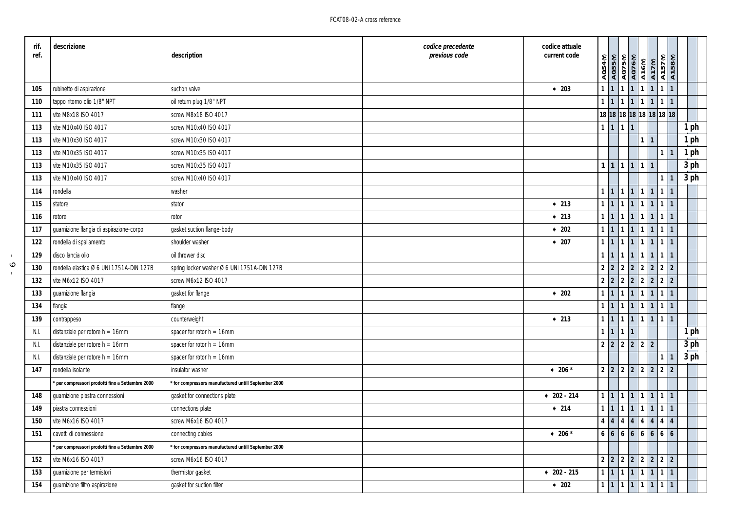| rif. ref. | descrizione | description | codice precedente *previous code* | codice attuale current code | A054(Y) | A055(Y) | A075(Y) | A076(Y) | A16(Y) | A17(Y) | A157(Y) | A158(Y) | |
|---|---|---|---|---|---|---|---|---|---|---|---|---|---|
| 105 | rubinetto di aspirazione | suction valve | | * 203 | 1 | 1 | 1 | 1 | 1 | 1 | 1 | 1 | |
| 110 | tappo ritorno olio 1/8" NPT | oil return plug 1/8" NPT | | | 1 | 1 | 1 | 1 | 1 | 1 | 1 | 1 | |
| 111 | vite M8x18 ISO 4017 | screw M8x18 ISO 4017 | | | 18 | 18 | 18 | 18 | 18 | 18 | 18 | 18 | |
| 113 | vite M10x40 ISO 4017 | screw M10x40 ISO 4017 | | | 1 | 1 | 1 | 1 | | | | | 1 ph |
| 113 | vite M10x30 ISO 4017 | screw M10x30 ISO 4017 | | | | | | | 1 | 1 | | | 1 ph |
| 113 | vite M10x35 ISO 4017 | screw M10x35 ISO 4017 | | | | | | | | | 1 | 1 | 1 ph |
| 113 | vite M10x35 ISO 4017 | screw M10x35 ISO 4017 | | | 1 | 1 | 1 | 1 | 1 | 1 | | | 3 ph |
| 113 | vite M10x40 ISO 4017 | screw M10x40 ISO 4017 | | | | | | | | | 1 | 1 | 3 ph |
| 114 | rondella | washer | | | 1 | 1 | 1 | 1 | 1 | 1 | 1 | 1 | |
| 115 | statore | stator | | * 213 | 1 | 1 | 1 | 1 | 1 | 1 | 1 | 1 | |
| 116 | rotore | rotor | | * 213 | 1 | 1 | 1 | 1 | 1 | 1 | 1 | 1 | |
| 117 | guarnizione flangia di aspirazione-corpo | gasket suction flange-body | | * 202 | 1 | 1 | 1 | 1 | 1 | 1 | 1 | 1 | |
| 122 | rondella di spallamento | shoulder washer | | * 207 | 1 | 1 | 1 | 1 | 1 | 1 | 1 | 1 | |
| 129 | disco lancia olio | oil thrower disc | | | 1 | 1 | 1 | 1 | 1 | 1 | 1 | 1 | |
| 130 | rondella elastica Ø 6 UNI 1751A-DIN 127B | spring locker washer Ø 6 UNI 1751A-DIN 127B | | | 2 | 2 | 2 | 2 | 2 | 2 | 2 | 2 | |
| 132 | vite M6x12 ISO 4017 | screw M6x12 ISO 4017 | | | 2 | 2 | 2 | 2 | 2 | 2 | 2 | 2 | |
| 133 | guarnizione flangia | gasket for flange | | * 202 | 1 | 1 | 1 | 1 | 1 | 1 | 1 | 1 | |
| 134 | flangia | flange | | | 1 | 1 | 1 | 1 | 1 | 1 | 1 | 1 | |
| 139 | contrappeso | counterweight | | * 213 | 1 | 1 | 1 | 1 | 1 | 1 | 1 | 1 | |
| N.I. | distanziale per rotore h = 16mm | spacer for rotor h = 16mm | | | 1 | 1 | 1 | 1 | | | | | 1 ph |
| N.I. | distanziale per rotore h = 16mm | spacer for rotor h = 16mm | | | 2 | 2 | 2 | 2 | 2 | 2 | | | 3 ph |
| N.I. | distanziale per rotore h = 16mm | spacer for rotor h = 16mm | | | | | | | | | 1 | 1 | 3 ph |
| 147 | rondella isolante | insulator washer | | * 206 * | 2 | 2 | 2 | 2 | 2 | 2 | 2 | 2 | |
| | * per compressori prodotti fino a Settembre 2000 | * for compressors manufactured untill September 2000 | | | | | | | | | | | |
| 148 | guarnizione piastra connessioni | gasket for connections plate | | * 202 - 214 | 1 | 1 | 1 | 1 | 1 | 1 | 1 | 1 | |
| 149 | piastra connessioni | connections plate | | * 214 | 1 | 1 | 1 | 1 | 1 | 1 | 1 | 1 | |
| 150 | vite M6x16 ISO 4017 | screw M6x16 ISO 4017 | | | 4 | 4 | 4 | 4 | 4 | 4 | 4 | 4 | |
| 151 | cavetti di connessione | connecting cables | | * 206 * | 6 | 6 | 6 | 6 | 6 | 6 | 6 | 6 | |
| | * per compressori prodotti fino a Settembre 2000 | * for compressors manufactured untill September 2000 | | | | | | | | | | | |
| 152 | vite M6x16 ISO 4017 | screw M6x16 ISO 4017 | | | 2 | 2 | 2 | 2 | 2 | 2 | 2 | 2 | |
| 153 | guarnizione per termistori | thermistor gasket | | * 202 - 215 | 1 | 1 | 1 | 1 | 1 | 1 | 1 | 1 | |
| 154 | guarnizione filtro aspirazione | gasket for suction filter | | * 202 | 1 | 1 | 1 | 1 | 1 | 1 | 1 | 1 | |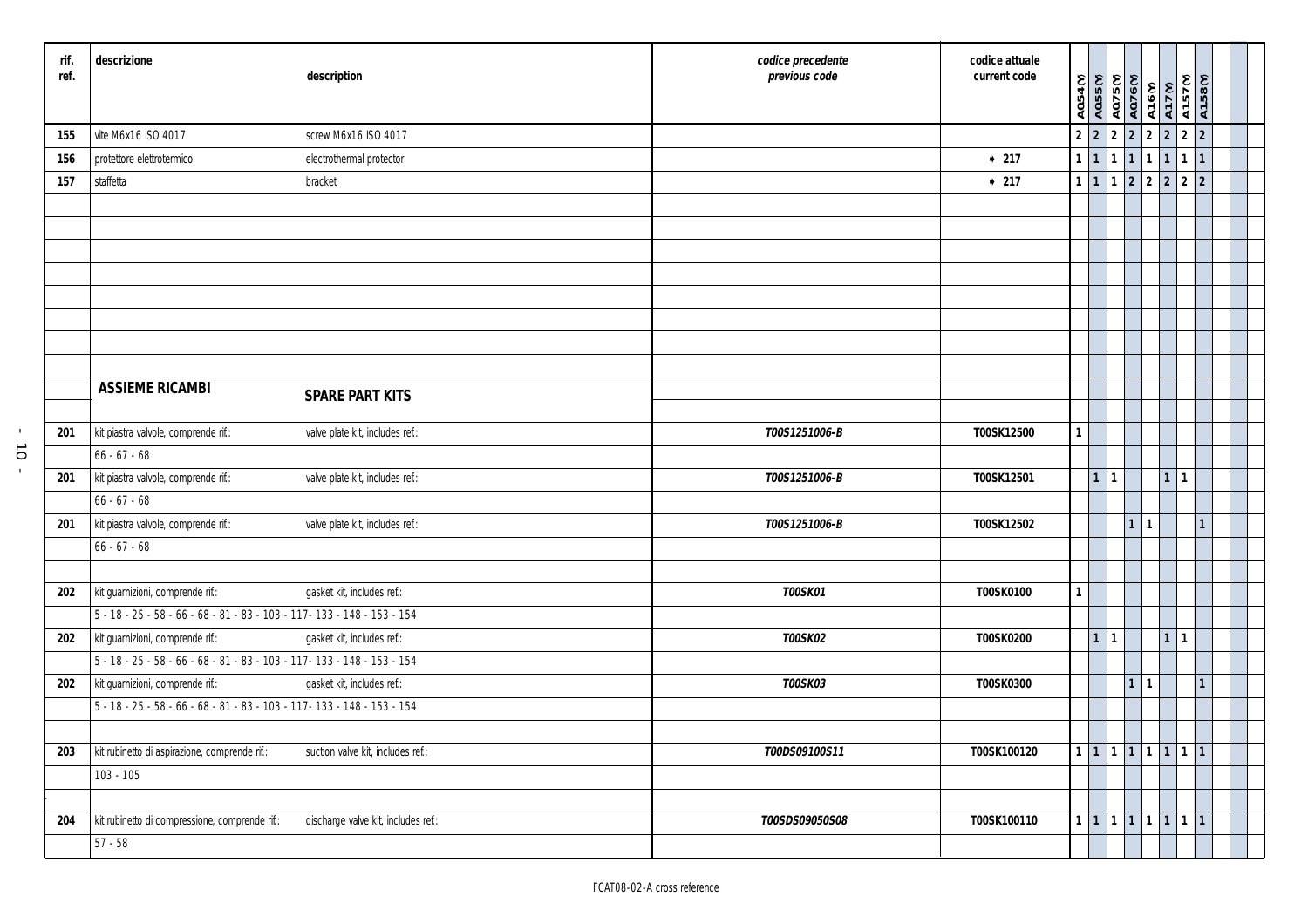| rif. ref. | descrizione | description | codice precedente *previous code* | codice attuale current code | A054(Y) | A055(Y) | A075(Y) | A076(Y) | A16(Y) | A17(Y) | A157(Y) | A158(Y) |
|---|---|---|---|---|---|---|---|---|---|---|---|---|
| 155 | vite M6x16 ISO 4017 | screw M6x16 ISO 4017 | | | 2 | 2 | 2 | 2 | 2 | 2 | 2 | 2 |
| 156 | protettore elettrotermico | electrothermal protector | | * 217 | 1 | 1 | 1 | 1 | 1 | 1 | 1 | 1 |
| 157 | staffetta | bracket | | * 217 | 1 | 1 | 1 | 2 | 2 | 2 | 2 | 2 |
| | **ASSIEME RICAMBI** | **SPARE PART KITS** | | | | | | | | | | |
| 201 | kit piastra valvole, comprende rif.: 66 - 67 - 68 | valve plate kit, includes ref.: | *T00S1251006-B* | **T00SK12500** | 1 | | | | | | | |
| 201 | kit piastra valvole, comprende rif.: 66 - 67 - 68 | valve plate kit, includes ref.: | *T00S1251006-B* | **T00SK12501** | | 1 | 1 | | | 1 | 1 | |
| 201 | kit piastra valvole, comprende rif.: 66 - 67 - 68 | valve plate kit, includes ref.: | *T00S1251006-B* | **T00SK12502** | | | | 1 | 1 | | | 1 |
| 202 | kit guarnizioni, comprende rif.: 5 - 18 - 25 - 58 - 66 - 68 - 81 - 83 - 103 - 117- 133 - 148 - 153 - 154 | gasket kit, includes ref.: | *T00SK01* | **T00SK0100** | 1 | | | | | | | |
| 202 | kit guarnizioni, comprende rif.: 5 - 18 - 25 - 58 - 66 - 68 - 81 - 83 - 103 - 117- 133 - 148 - 153 - 154 | gasket kit, includes ref.: | *T00SK02* | **T00SK0200** | | 1 | 1 | | | 1 | 1 | |
| 202 | kit guarnizioni, comprende rif.: 5 - 18 - 25 - 58 - 66 - 68 - 81 - 83 - 103 - 117- 133 - 148 - 153 - 154 | gasket kit, includes ref.: | *T00SK03* | **T00SK0300** | | | | 1 | 1 | | | 1 |
| 203 | kit rubinetto di aspirazione, comprende rif.: 103 - 105 | suction valve kit, includes ref.: | *T00DS09100S11* | **T00SK100120** | 1 | 1 | 1 | 1 | 1 | 1 | 1 | 1 |
| 204 | kit rubinetto di compressione, comprende rif.: 57 - 58 | discharge valve kit, includes ref.: | *T00SDS09050S08* | **T00SK100110** | 1 | 1 | 1 | 1 | 1 | 1 | 1 | 1 |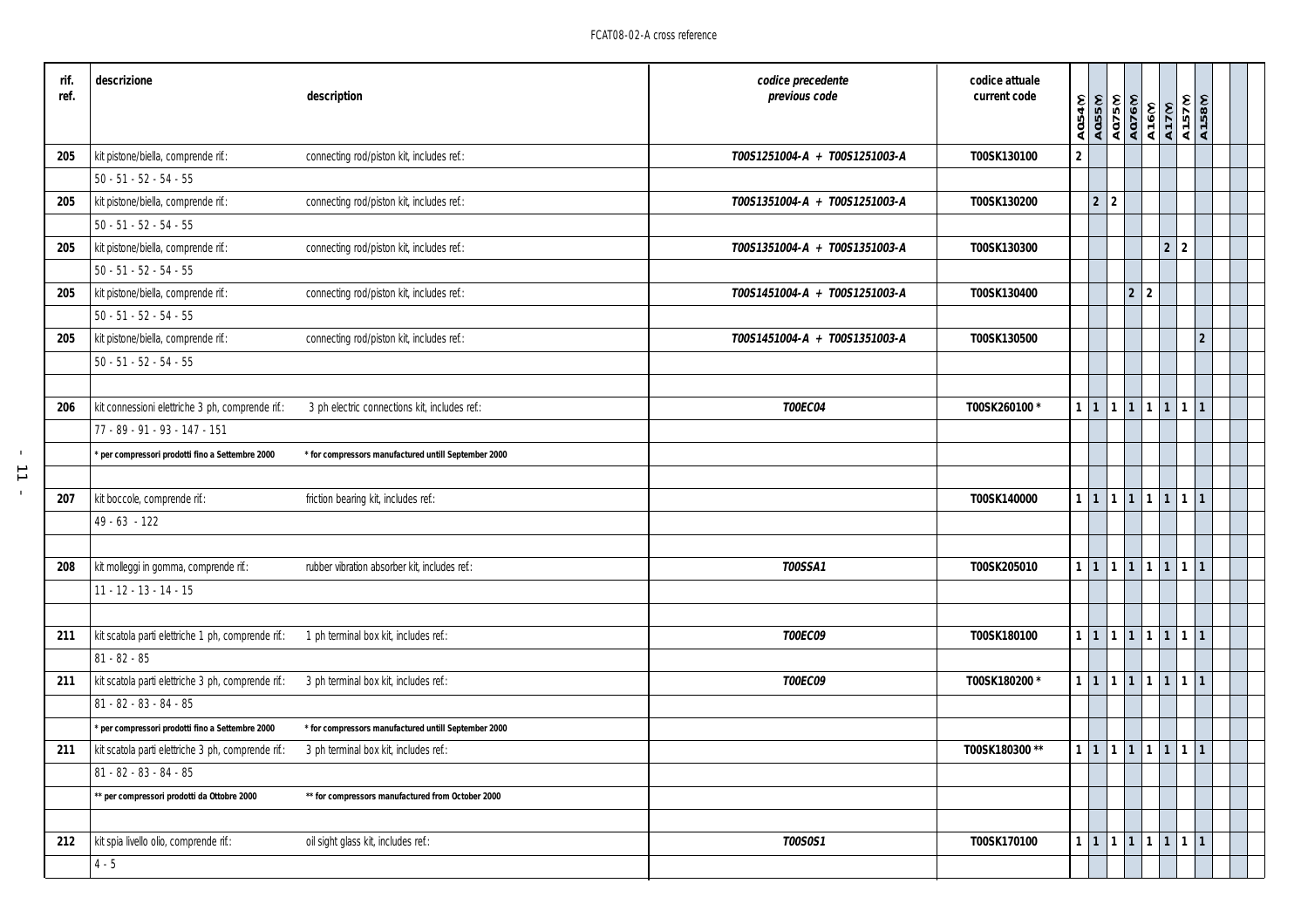| rif. ref. | descrizione | description | codice precedente *previous code* | codice attuale current code | A054(Y) | A055(Y) | A075(Y) | A076(Y) | A16(Y) | A17(Y) | A157(Y) | A158(Y) |
|---|---|---|---|---|---|---|---|---|---|---|---|---|
| 205 | kit pistone/biella, comprende rif.: | connecting rod/piston kit, includes ref.: | ***T00S1251004-A + T00S1251003-A*** | **T00SK130100** | 2 | | | | | | | |
| | 50 - 51 - 52 - 54 - 55 | | | | | | | | | | | |
| 205 | kit pistone/biella, comprende rif.: | connecting rod/piston kit, includes ref.: | ***T00S1351004-A + T00S1251003-A*** | **T00SK130200** | | 2 | 2 | | | | | |
| | 50 - 51 - 52 - 54 - 55 | | | | | | | | | | | |
| 205 | kit pistone/biella, comprende rif.: | connecting rod/piston kit, includes ref.: | ***T00S1351004-A + T00S1351003-A*** | **T00SK130300** | | | | | | 2 | 2 | |
| | 50 - 51 - 52 - 54 - 55 | | | | | | | | | | | |
| 205 | kit pistone/biella, comprende rif.: | connecting rod/piston kit, includes ref.: | ***T00S1451004-A + T00S1251003-A*** | **T00SK130400** | | | | 2 | 2 | | | |
| | 50 - 51 - 52 - 54 - 55 | | | | | | | | | | | |
| 205 | kit pistone/biella, comprende rif.: | connecting rod/piston kit, includes ref.: | ***T00S1451004-A + T00S1351003-A*** | **T00SK130500** | | | | | | | | 2 |
| | 50 - 51 - 52 - 54 - 55 | | | | | | | | | | | |
| 206 | kit connessioni elettriche 3 ph, comprende rif.: | 3 ph electric connections kit, includes ref.: | ***T00EC04*** | **T00SK260100 \*** | 1 | 1 | 1 | 1 | 1 | 1 | 1 | 1 |
| | 77 - 89 - 91 - 93 - 147 - 151 | | | | | | | | | | | |
| | **\* per compressori prodotti fino a Settembre 2000** | **\* for compressors manufactured untill September 2000** | | | | | | | | | | |
| 207 | kit boccole, comprende rif.: | friction bearing kit, includes ref.: | | **T00SK140000** | 1 | 1 | 1 | 1 | 1 | 1 | 1 | 1 |
| | 49 - 63 - 122 | | | | | | | | | | | |
| 208 | kit molleggi in gomma, comprende rif.: | rubber vibration absorber kit, includes ref.: | ***T00SSA1*** | **T00SK205010** | 1 | 1 | 1 | 1 | 1 | 1 | 1 | 1 |
| | 11 - 12 - 13 - 14 - 15 | | | | | | | | | | | |
| 211 | kit scatola parti elettriche 1 ph, comprende rif.: | 1 ph terminal box kit, includes ref.: | ***T00EC09*** | **T00SK180100** | 1 | 1 | 1 | 1 | 1 | 1 | 1 | 1 |
| | 81 - 82 - 85 | | | | | | | | | | | |
| 211 | kit scatola parti elettriche 3 ph, comprende rif.: | 3 ph terminal box kit, includes ref.: | ***T00EC09*** | **T00SK180200 \*** | 1 | 1 | 1 | 1 | 1 | 1 | 1 | 1 |
| | 81 - 82 - 83 - 84 - 85 | | | | | | | | | | | |
| | **\* per compressori prodotti fino a Settembre 2000** | **\* for compressors manufactured untill September 2000** | | | | | | | | | | |
| 211 | kit scatola parti elettriche 3 ph, comprende rif.: | 3 ph terminal box kit, includes ref.: | | **T00SK180300 \*\*** | 1 | 1 | 1 | 1 | 1 | 1 | 1 | 1 |
| | 81 - 82 - 83 - 84 - 85 | | | | | | | | | | | |
| | **\*\* per compressori prodotti da Ottobre 2000** | **\*\* for compressors manufactured from October 2000** | | | | | | | | | | |
| 212 | kit spia livello olio, comprende rif.: | oil sight glass kit, includes ref.: | ***T00SOS1*** | **T00SK170100** | 1 | 1 | 1 | 1 | 1 | 1 | 1 | 1 |
| | 4 - 5 | | | | | | | | | | | |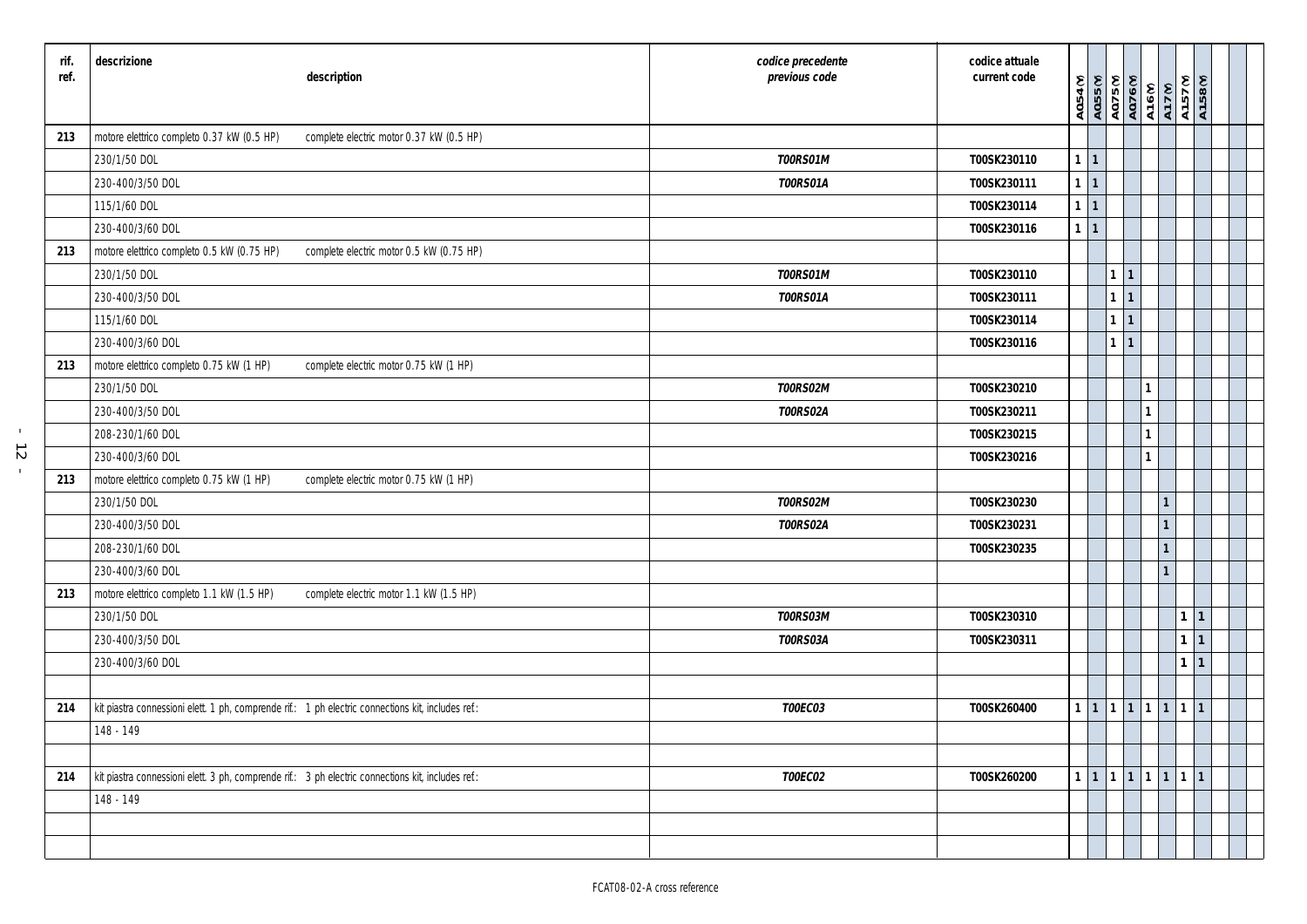| rif. ref. | descrizione | description | codice precedente *previous code* | codice attuale current code | A054(M) | A055(M) | A075(M) | A076(M) | A16(M) | A17(M) | A157(M) | A158(M) | | |
|---|---|---|---|---|---|---|---|---|---|---|---|---|---|---|
| 213 | motore elettrico completo 0.37 kW (0.5 HP) | complete electric motor 0.37 kW (0.5 HP) | | | | | | | | | | | | |
| | 230/1/50 DOL | | *T00RS01M* | T00SK230110 | 1 | 1 | | | | | | | | |
| | 230-400/3/50 DOL | | *T00RS01A* | T00SK230111 | 1 | 1 | | | | | | | | |
| | 115/1/60 DOL | | | T00SK230114 | 1 | 1 | | | | | | | | |
| | 230-400/3/60 DOL | | | T00SK230116 | 1 | 1 | | | | | | | | |
| 213 | motore elettrico completo 0.5 kW (0.75 HP) | complete electric motor 0.5 kW (0.75 HP) | | | | | | | | | | | | |
| | 230/1/50 DOL | | *T00RS01M* | T00SK230110 | | | 1 | 1 | | | | | | |
| | 230-400/3/50 DOL | | *T00RS01A* | T00SK230111 | | | 1 | 1 | | | | | | |
| | 115/1/60 DOL | | | T00SK230114 | | | 1 | 1 | | | | | | |
| | 230-400/3/60 DOL | | | T00SK230116 | | | 1 | 1 | | | | | | |
| 213 | motore elettrico completo 0.75 kW (1 HP) | complete electric motor 0.75 kW (1 HP) | | | | | | | | | | | | |
| | 230/1/50 DOL | | *T00RS02M* | T00SK230210 | | | | | 1 | | | | | |
| | 230-400/3/50 DOL | | *T00RS02A* | T00SK230211 | | | | | 1 | | | | | |
| | 208-230/1/60 DOL | | | T00SK230215 | | | | | 1 | | | | | |
| | 230-400/3/60 DOL | | | T00SK230216 | | | | | 1 | | | | | |
| 213 | motore elettrico completo 0.75 kW (1 HP) | complete electric motor 0.75 kW (1 HP) | | | | | | | | | | | | |
| | 230/1/50 DOL | | *T00RS02M* | T00SK230230 | | | | | | 1 | | | | |
| | 230-400/3/50 DOL | | *T00RS02A* | T00SK230231 | | | | | | 1 | | | | |
| | 208-230/1/60 DOL | | | T00SK230235 | | | | | | 1 | | | | |
| | 230-400/3/60 DOL | | | | | | | | | 1 | | | | |
| 213 | motore elettrico completo 1.1 kW (1.5 HP) | complete electric motor 1.1 kW (1.5 HP) | | | | | | | | | | | | |
| | 230/1/50 DOL | | *T00RS03M* | T00SK230310 | | | | | | | 1 | 1 | | |
| | 230-400/3/50 DOL | | *T00RS03A* | T00SK230311 | | | | | | | 1 | 1 | | |
| | 230-400/3/60 DOL | | | | | | | | | | 1 | 1 | | |
| | | | | | | | | | | | | | | |
| 214 | kit piastra connessioni elett. 1 ph, comprende rif.: | 1 ph electric connections kit, includes ref.: | *T00EC03* | T00SK260400 | 1 | 1 | 1 | 1 | 1 | 1 | 1 | 1 | | |
| | 148 - 149 | | | | | | | | | | | | | |
| | | | | | | | | | | | | | | |
| 214 | kit piastra connessioni elett. 3 ph, comprende rif.: | 3 ph electric connections kit, includes ref.: | *T00EC02* | T00SK260200 | 1 | 1 | 1 | 1 | 1 | 1 | 1 | 1 | | |
| | 148 - 149 | | | | | | | | | | | | | |

FCAT08-02-A cross reference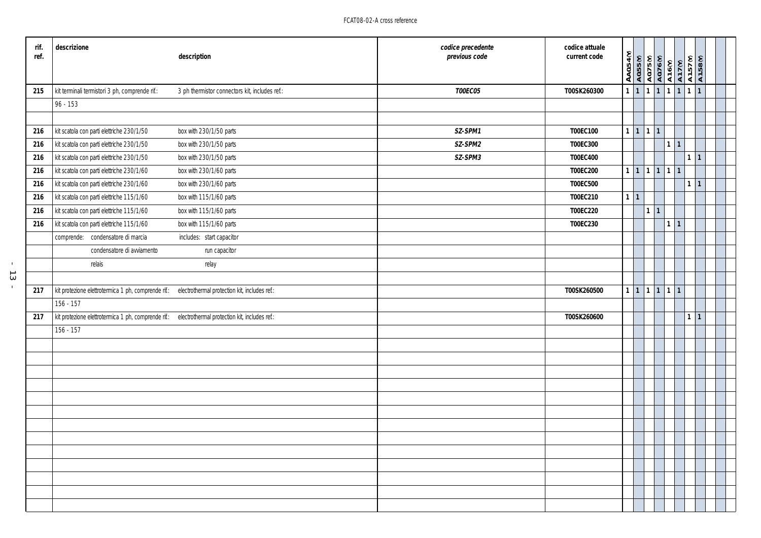| rif. ref. | descrizione | description | codice precedente *previous code* | codice attuale current code | AA054(Y) | A055(Y) | A075(Y) | A076(Y) | A16(Y) | A17(Y) | A157(Y) | A158(Y) | | | |
|---|---|---|---|---|---|---|---|---|---|---|---|---|---|---|---|
| 215 | kit terminali termistori 3 ph, comprende rif.: | 3 ph thermistor connectors kit, includes ref.: | ***T00EC05*** | **T00SK260300** | 1 | 1 | 1 | 1 | 1 | 1 | 1 | 1 | | | |
| | 96 - 153 | | | | | | | | | | | | | | |
| | | | | | | | | | | | | | | | |
| 216 | kit scatola con parti elettriche 230/1/50 | box with 230/1/50 parts | ***SZ-SPM1*** | **T00EC100** | 1 | 1 | 1 | 1 | | | | | | | |
| 216 | kit scatola con parti elettriche 230/1/50 | box with 230/1/50 parts | ***SZ-SPM2*** | **T00EC300** | | | | | 1 | 1 | | | | | |
| 216 | kit scatola con parti elettriche 230/1/50 | box with 230/1/50 parts | ***SZ-SPM3*** | **T00EC400** | | | | | | | 1 | 1 | | | |
| 216 | kit scatola con parti elettriche 230/1/60 | box with 230/1/60 parts | | **T00EC200** | 1 | 1 | 1 | 1 | 1 | 1 | | | | | |
| 216 | kit scatola con parti elettriche 230/1/60 | box with 230/1/60 parts | | **T00EC500** | | | | | | | 1 | 1 | | | |
| 216 | kit scatola con parti elettriche 115/1/60 | box with 115/1/60 parts | | **T00EC210** | 1 | 1 | | | | | | | | | |
| 216 | kit scatola con parti elettriche 115/1/60 | box with 115/1/60 parts | | **T00EC220** | | | 1 | 1 | | | | | | | |
| 216 | kit scatola con parti elettriche 115/1/60 | box with 115/1/60 parts | | **T00EC230** | | | | | 1 | 1 | | | | | |
| | comprende: condensatore di marcia | includes: start capacitor | | | | | | | | | | | | | |
| | condensatore di avviamento | run capacitor | | | | | | | | | | | | | |
| | relais | relay | | | | | | | | | | | | | |
| | | | | | | | | | | | | | | | |
| 217 | kit protezione elettrotermica 1 ph, comprende rif.: | electrothermal protection kit, includes ref.: | | **T00SK260500** | 1 | 1 | 1 | 1 | 1 | 1 | | | | | |
| | 156 - 157 | | | | | | | | | | | | | | |
| 217 | kit protezione elettrotermica 1 ph, comprende rif.: | electrothermal protection kit, includes ref.: | | **T00SK260600** | | | | | | | 1 | 1 | | | |
| | 156 - 157 | | | | | | | | | | | | | | |